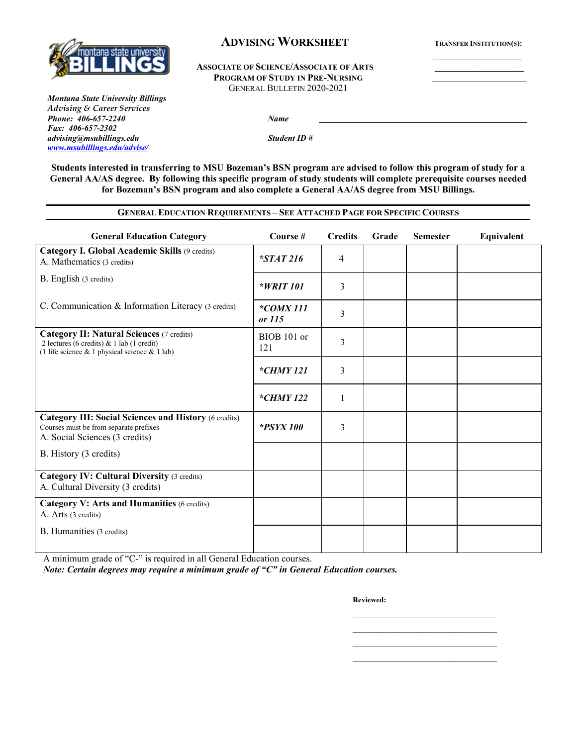# Advising Worksheet

**Transfer Institution(s):**

______________________

______________________

______________________

**Associate of Science/Associate of Arts**
**Program of Study in Pre-Nursing**
General Bulletin 2020-2021

*Montana State University Billings*
*Advising & Career Services*
*Phone: 406-657-2240*
*Fax: 406-657-2302*
*advising@msubillings.edu*
*www.msubillings.edu/advise/*

***Name*** ______________________________________________

***Student ID #*** ______________________________________________

**Students interested in transferring to MSU Bozeman's BSN program are advised to follow this program of study for a General AA/AS degree. By following this specific program of study students will complete prerequisite courses needed for Bozeman's BSN program and also complete a General AA/AS degree from MSU Billings.**

## General Education Requirements – See Attached Page for Specific Courses

| General Education Category | Course # | Credits | Grade | Semester | Equivalent |
|---|---|---|---|---|---|
| **Category I. Global Academic Skills** (9 credits)<br>A. Mathematics (3 credits) | ***STAT 216*** | 4 | | | |
| B. English (3 credits) | ***WRIT 101*** | 3 | | | |
| C. Communication & Information Literacy (3 credits) | ***COMX 111 or 115*** | 3 | | | |
| **Category II: Natural Sciences** (7 credits)<br>2 lectures (6 credits) & 1 lab (1 credit)<br>(1 life science & 1 physical science & 1 lab) | BIOB 101 or 121 | 3 | | | |
| | ***CHMY 121*** | 3 | | | |
| | ***CHMY 122*** | 1 | | | |
| **Category III: Social Sciences and History** (6 credits)<br>Courses must be from separate prefixes<br>A. Social Sciences (3 credits) | ***PSYX 100*** | 3 | | | |
| B. History (3 credits) | | | | | |
| **Category IV: Cultural Diversity** (3 credits)<br>A. Cultural Diversity (3 credits) | | | | | |
| **Category V: Arts and Humanities** (6 credits)<br>A. Arts (3 credits) | | | | | |
| B. Humanities (3 credits) | | | | | |

A minimum grade of "C-" is required in all General Education courses.

***Note: Certain degrees may require a minimum grade of "C" in General Education courses.***

**Reviewed:**

______________________________

______________________________

______________________________

______________________________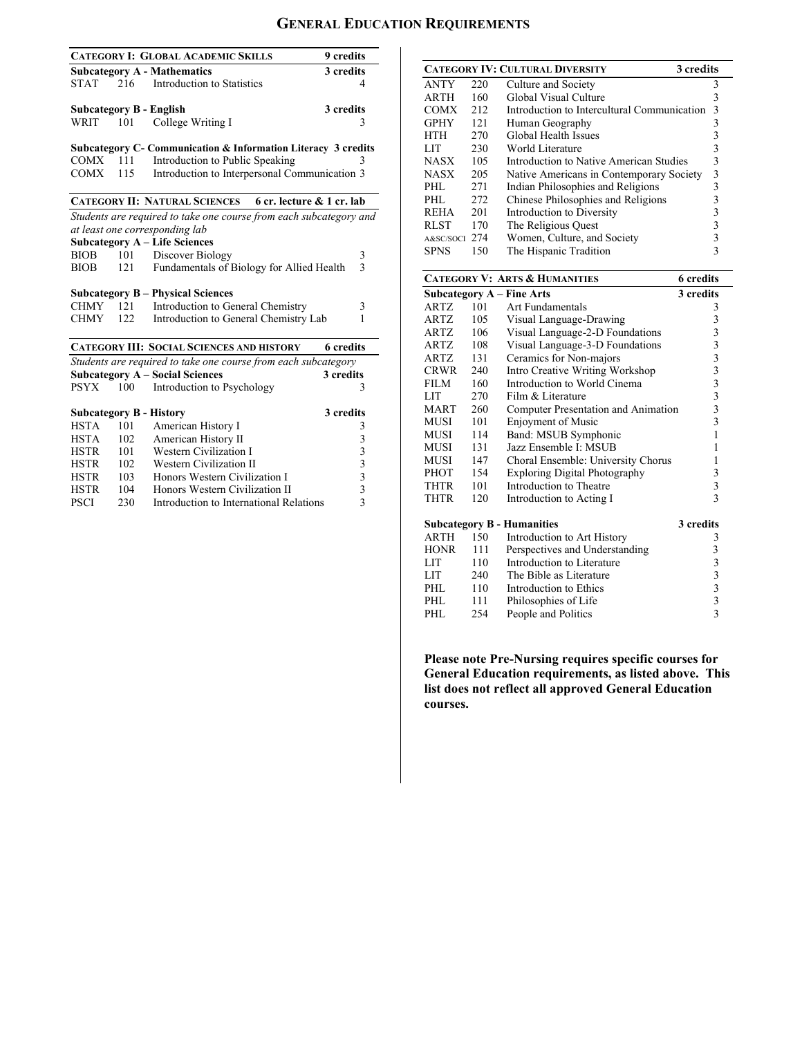# General Education Requirements

## Category I: Global Academic Skills — 9 credits

**Subcategory A - Mathematics — 3 credits**

| | | | |
|---|---|---|---|
| STAT | 216 | Introduction to Statistics | 4 |

**Subcategory B - English — 3 credits**

| | | | |
|---|---|---|---|
| WRIT | 101 | College Writing I | 3 |

**Subcategory C- Communication & Information Literacy — 3 credits**

| | | | |
|---|---|---|---|
| COMX | 111 | Introduction to Public Speaking | 3 |
| COMX | 115 | Introduction to Interpersonal Communication | 3 |

## Category II: Natural Sciences — 6 cr. lecture & 1 cr. lab

*Students are required to take one course from each subcategory and at least one corresponding lab*

**Subcategory A – Life Sciences**

| | | | |
|---|---|---|---|
| BIOB | 101 | Discover Biology | 3 |
| BIOB | 121 | Fundamentals of Biology for Allied Health | 3 |

**Subcategory B – Physical Sciences**

| | | | |
|---|---|---|---|
| CHMY | 121 | Introduction to General Chemistry | 3 |
| CHMY | 122 | Introduction to General Chemistry Lab | 1 |

## Category III: Social Sciences and History — 6 credits

*Students are required to take one course from each subcategory*

**Subcategory A – Social Sciences — 3 credits**

| | | | |
|---|---|---|---|
| PSYX | 100 | Introduction to Psychology | 3 |

**Subcategory B - History — 3 credits**

| | | | |
|---|---|---|---|
| HSTA | 101 | American History I | 3 |
| HSTA | 102 | American History II | 3 |
| HSTR | 101 | Western Civilization I | 3 |
| HSTR | 102 | Western Civilization II | 3 |
| HSTR | 103 | Honors Western Civilization I | 3 |
| HSTR | 104 | Honors Western Civilization II | 3 |
| PSCI | 230 | Introduction to International Relations | 3 |

## Category IV: Cultural Diversity — 3 credits

| | | | |
|---|---|---|---|
| ANTY | 220 | Culture and Society | 3 |
| ARTH | 160 | Global Visual Culture | 3 |
| COMX | 212 | Introduction to Intercultural Communication | 3 |
| GPHY | 121 | Human Geography | 3 |
| HTH | 270 | Global Health Issues | 3 |
| LIT | 230 | World Literature | 3 |
| NASX | 105 | Introduction to Native American Studies | 3 |
| NASX | 205 | Native Americans in Contemporary Society | 3 |
| PHL | 271 | Indian Philosophies and Religions | 3 |
| PHL | 272 | Chinese Philosophies and Religions | 3 |
| REHA | 201 | Introduction to Diversity | 3 |
| RLST | 170 | The Religious Quest | 3 |
| A&SC/SOCI | 274 | Women, Culture, and Society | 3 |
| SPNS | 150 | The Hispanic Tradition | 3 |

## Category V: Arts & Humanities — 6 credits

**Subcategory A – Fine Arts — 3 credits**

| | | | |
|---|---|---|---|
| ARTZ | 101 | Art Fundamentals | 3 |
| ARTZ | 105 | Visual Language-Drawing | 3 |
| ARTZ | 106 | Visual Language-2-D Foundations | 3 |
| ARTZ | 108 | Visual Language-3-D Foundations | 3 |
| ARTZ | 131 | Ceramics for Non-majors | 3 |
| CRWR | 240 | Intro Creative Writing Workshop | 3 |
| FILM | 160 | Introduction to World Cinema | 3 |
| LIT | 270 | Film & Literature | 3 |
| MART | 260 | Computer Presentation and Animation | 3 |
| MUSI | 101 | Enjoyment of Music | 3 |
| MUSI | 114 | Band: MSUB Symphonic | 1 |
| MUSI | 131 | Jazz Ensemble I: MSUB | 1 |
| MUSI | 147 | Choral Ensemble: University Chorus | 1 |
| PHOT | 154 | Exploring Digital Photography | 3 |
| THTR | 101 | Introduction to Theatre | 3 |
| THTR | 120 | Introduction to Acting I | 3 |

**Subcategory B - Humanities — 3 credits**

| | | | |
|---|---|---|---|
| ARTH | 150 | Introduction to Art History | 3 |
| HONR | 111 | Perspectives and Understanding | 3 |
| LIT | 110 | Introduction to Literature | 3 |
| LIT | 240 | The Bible as Literature | 3 |
| PHL | 110 | Introduction to Ethics | 3 |
| PHL | 111 | Philosophies of Life | 3 |
| PHL | 254 | People and Politics | 3 |

**Please note Pre-Nursing requires specific courses for General Education requirements, as listed above. This list does not reflect all approved General Education courses.**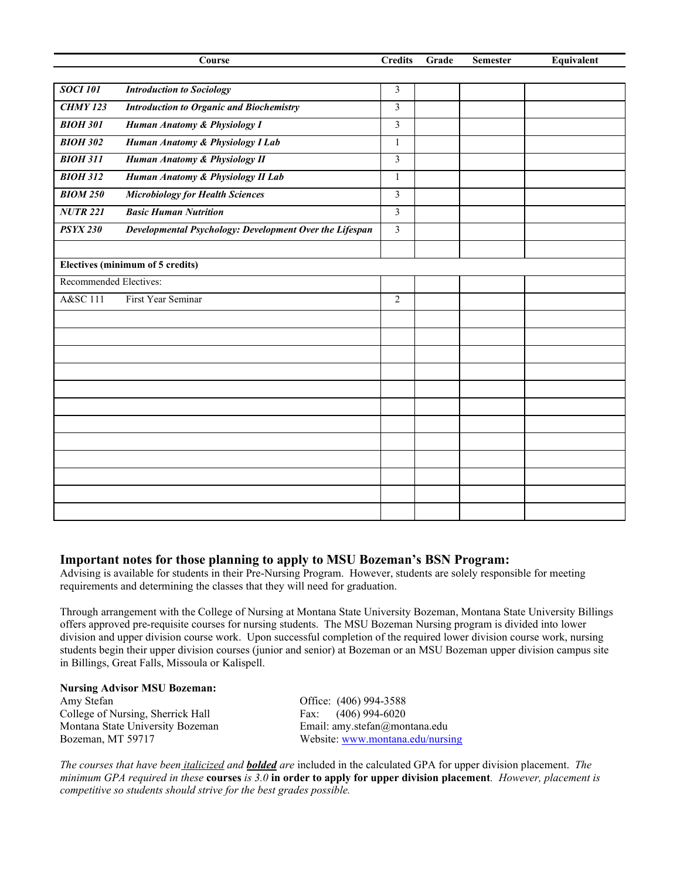| Course | | Credits | Grade | Semester | Equivalent |
|---|---|---|---|---|---|
| ***SOCI 101*** | ***Introduction to Sociology*** | 3 | | | |
| ***CHMY 123*** | ***Introduction to Organic and Biochemistry*** | 3 | | | |
| ***BIOH 301*** | ***Human Anatomy & Physiology I*** | 3 | | | |
| ***BIOH 302*** | ***Human Anatomy & Physiology I Lab*** | 1 | | | |
| ***BIOH 311*** | ***Human Anatomy & Physiology II*** | 3 | | | |
| ***BIOH 312*** | ***Human Anatomy & Physiology II Lab*** | 1 | | | |
| ***BIOM 250*** | ***Microbiology for Health Sciences*** | 3 | | | |
| ***NUTR 221*** | ***Basic Human Nutrition*** | 3 | | | |
| ***PSYX 230*** | ***Developmental Psychology: Development Over the Lifespan*** | 3 | | | |
| | | | | | |
| **Electives (minimum of 5 credits)** | | | | | |
| Recommended Electives: | | | | | |
| A&SC 111 | First Year Seminar | 2 | | | |
| | | | | | |
| | | | | | |
| | | | | | |
| | | | | | |
| | | | | | |
| | | | | | |
| | | | | | |
| | | | | | |
| | | | | | |
| | | | | | |
| | | | | | |
| | | | | | |

## Important notes for those planning to apply to MSU Bozeman's BSN Program:

Advising is available for students in their Pre-Nursing Program. However, students are solely responsible for meeting requirements and determining the classes that they will need for graduation.

Through arrangement with the College of Nursing at Montana State University Bozeman, Montana State University Billings offers approved pre-requisite courses for nursing students. The MSU Bozeman Nursing program is divided into lower division and upper division course work. Upon successful completion of the required lower division course work, nursing students begin their upper division courses (junior and senior) at Bozeman or an MSU Bozeman upper division campus site in Billings, Great Falls, Missoula or Kalispell.

**Nursing Advisor MSU Bozeman:**
Amy Stefan
College of Nursing, Sherrick Hall
Montana State University Bozeman
Bozeman, MT 59717

Office: (406) 994-3588
Fax: (406) 994-6020
Email: amy.stefan@montana.edu
Website: [www.montana.edu/nursing](http://www.montana.edu/nursing)

*The courses that have been italicized and* ***bolded*** *are included in the calculated GPA for upper division placement. The minimum GPA required in these* **courses** *is 3.0* **in order to apply for upper division placement***. However, placement is competitive so students should strive for the best grades possible.*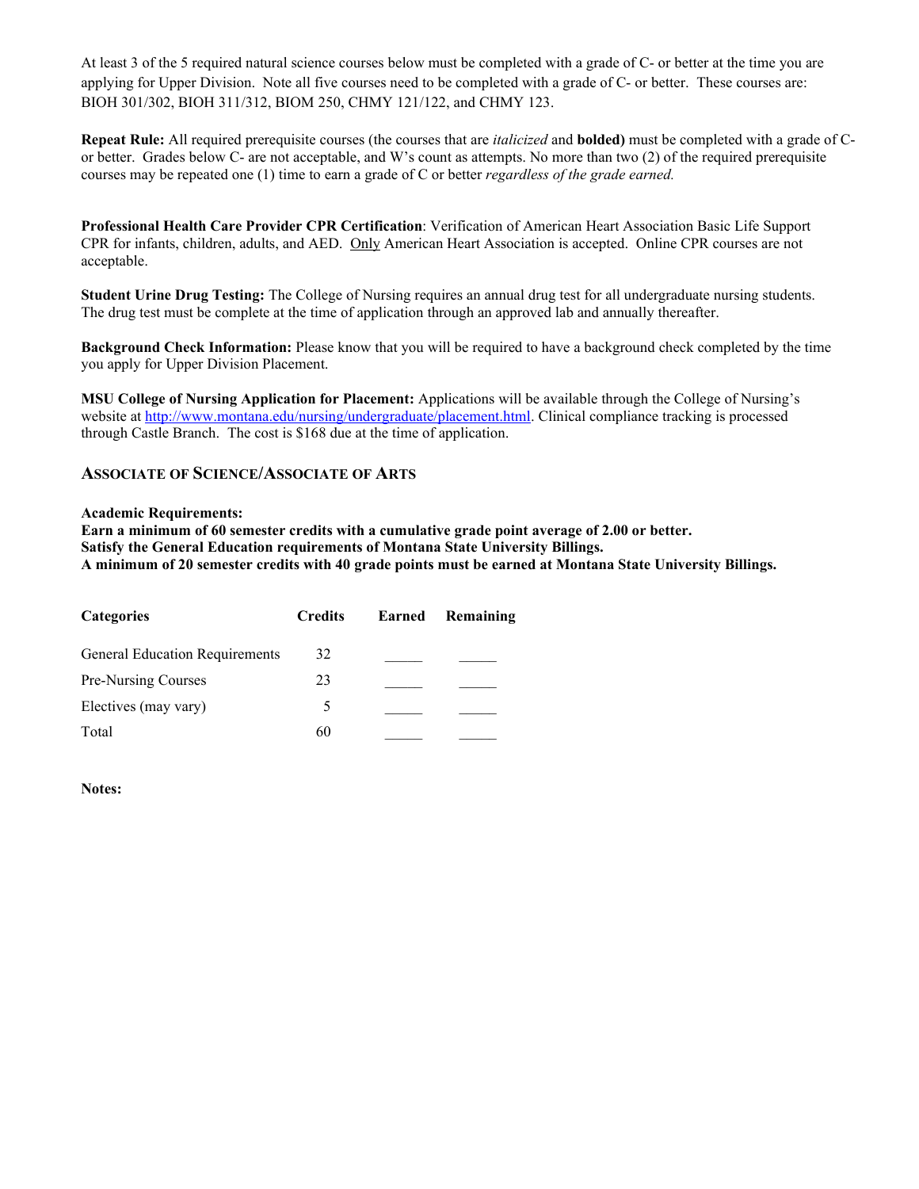At least 3 of the 5 required natural science courses below must be completed with a grade of C- or better at the time you are applying for Upper Division. Note all five courses need to be completed with a grade of C- or better. These courses are: BIOH 301/302, BIOH 311/312, BIOM 250, CHMY 121/122, and CHMY 123.

**Repeat Rule:** All required prerequisite courses (the courses that are *italicized* and **bolded)** must be completed with a grade of C- or better. Grades below C- are not acceptable, and W's count as attempts. No more than two (2) of the required prerequisite courses may be repeated one (1) time to earn a grade of C or better *regardless of the grade earned.*

**Professional Health Care Provider CPR Certification**: Verification of American Heart Association Basic Life Support CPR for infants, children, adults, and AED. Only American Heart Association is accepted. Online CPR courses are not acceptable.

**Student Urine Drug Testing:** The College of Nursing requires an annual drug test for all undergraduate nursing students. The drug test must be complete at the time of application through an approved lab and annually thereafter.

**Background Check Information:** Please know that you will be required to have a background check completed by the time you apply for Upper Division Placement.

**MSU College of Nursing Application for Placement:** Applications will be available through the College of Nursing's website at http://www.montana.edu/nursing/undergraduate/placement.html. Clinical compliance tracking is processed through Castle Branch. The cost is $168 due at the time of application.

## Associate of Science/Associate of Arts

**Academic Requirements:**
**Earn a minimum of 60 semester credits with a cumulative grade point average of 2.00 or better.**
**Satisfy the General Education requirements of Montana State University Billings.**
**A minimum of 20 semester credits with 40 grade points must be earned at Montana State University Billings.**

| Categories | Credits | Earned | Remaining |
|---|---|---|---|
| General Education Requirements | 32 | _____ | _____ |
| Pre-Nursing Courses | 23 | _____ | _____ |
| Electives (may vary) | 5 | _____ | _____ |
| Total | 60 | _____ | _____ |

**Notes:**